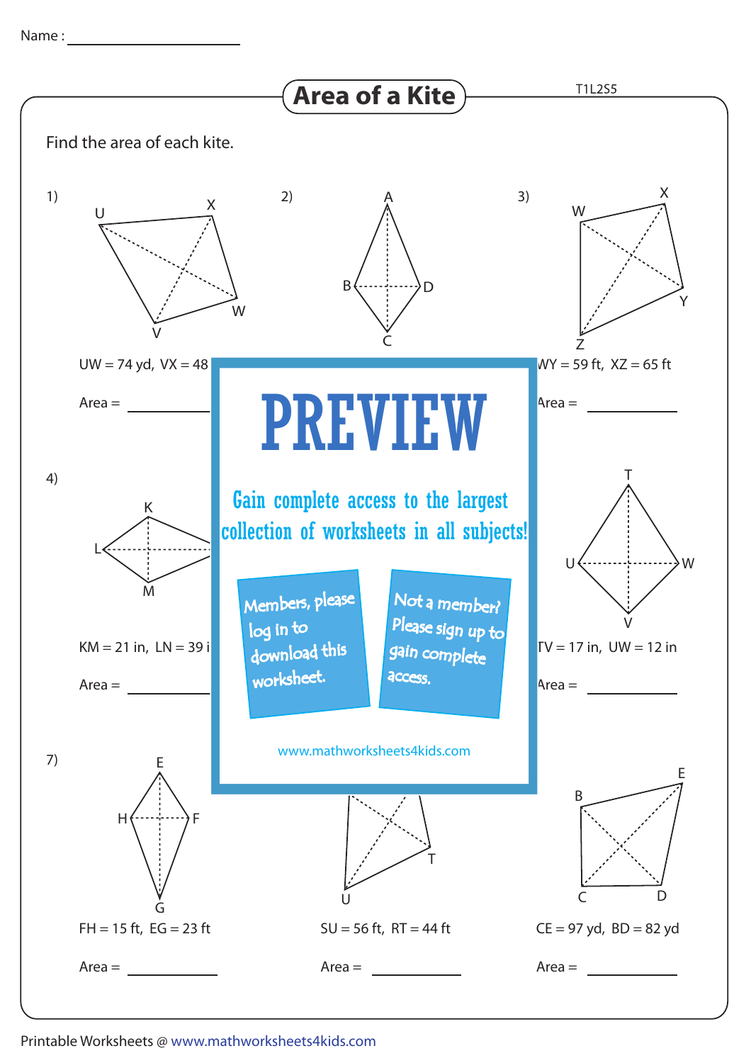Name : ______________________

# Area of a Kite

T1L2S5

Find the area of each kite.

1) UW = 74 yd, VX = 48

Area = ____________

2)

3) WY = 59 ft, XZ = 65 ft

Area = ____________

4) KM = 21 in, LN = 39 i

Area = ____________

6) TV = 17 in, UW = 12 in

Area = ____________

7) FH = 15 ft, EG = 23 ft

Area = ____________

8) SU = 56 ft, RT = 44 ft

Area = ____________

9) CE = 97 yd, BD = 82 yd

Area = ____________

PREVIEW

Gain complete access to the largest collection of worksheets in all subjects!

Members, please log in to download this worksheet.

Not a member? Please sign up to gain complete access.

www.mathworksheets4kids.com

Printable Worksheets @ www.mathworksheets4kids.com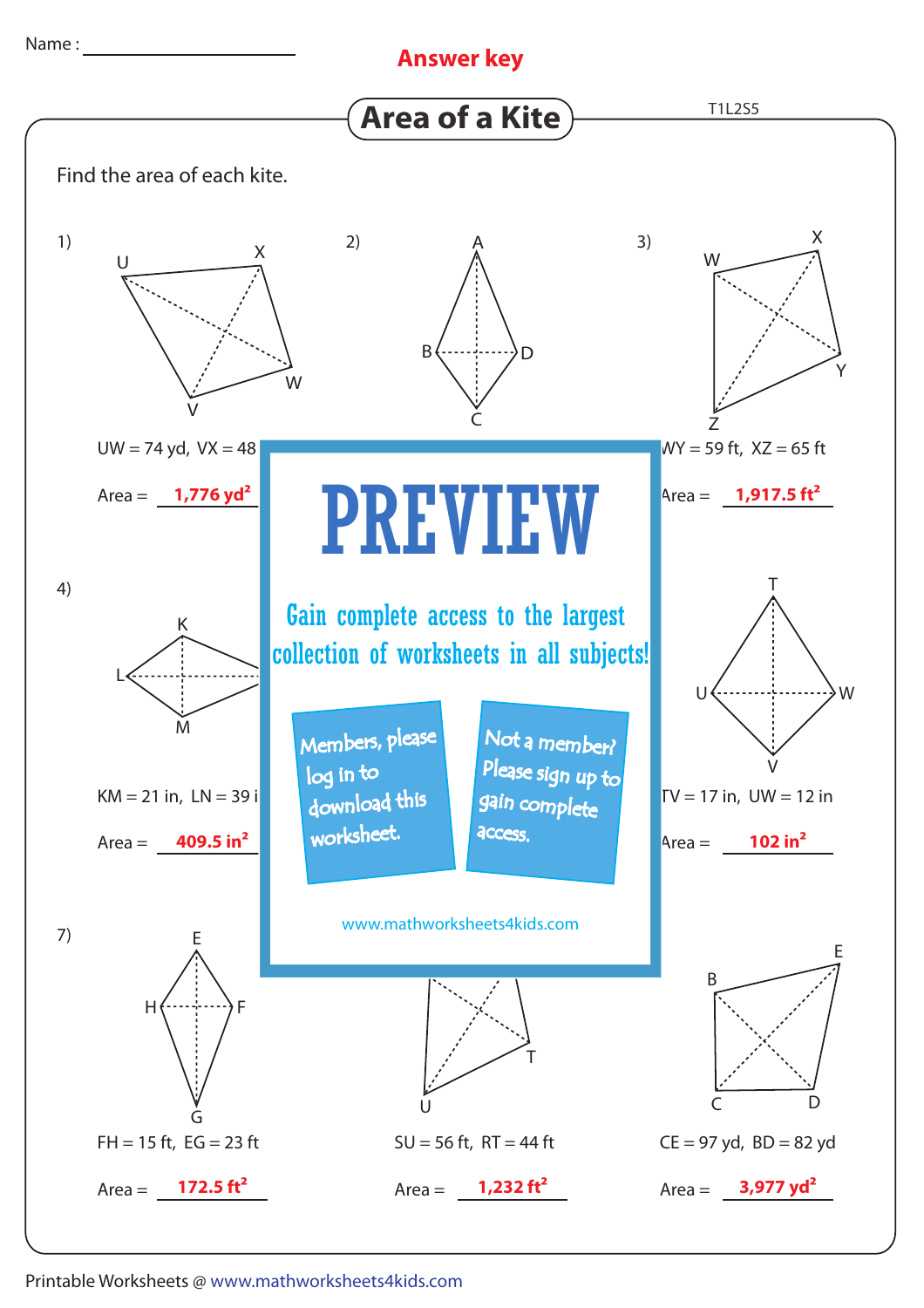Name :

**Answer key**

# Area of a Kite

T1L2S5

Find the area of each kite.

1) UW = 74 yd, VX = 48

Area = **1,776 yd²**

2)

3) WY = 59 ft, XZ = 65 ft

Area = **1,917.5 ft²**

4) KM = 21 in, LN = 39 i

Area = **409.5 in²**

6) TV = 17 in, UW = 12 in

Area = **102 in²**

**PREVIEW**

Gain complete access to the largest collection of worksheets in all subjects!

Members, please log in to download this worksheet.

Not a member? Please sign up to gain complete access.

www.mathworksheets4kids.com

7) FH = 15 ft, EG = 23 ft

Area = **172.5 ft²**

8) SU = 56 ft, RT = 44 ft

Area = **1,232 ft²**

9) CE = 97 yd, BD = 82 yd

Area = **3,977 yd²**

Printable Worksheets @ www.mathworksheets4kids.com